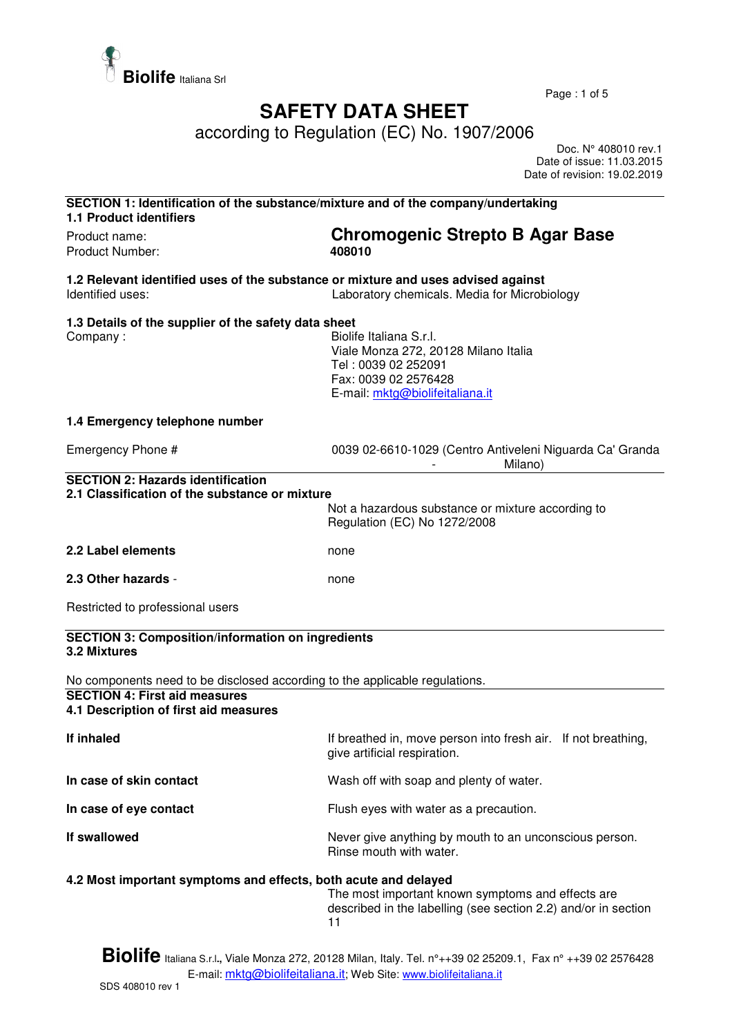Biolife Italiana Srl

# SAFETY DATA SHEET

according to Regulation (EC) No. 1907/2006

Doc. N° 408010 rev.1
Date of issue: 11.03.2015
Date of revision: 19.02.2019

## SECTION 1: Identification of the substance/mixture and of the company/undertaking

### 1.1 Product identifiers

| | |
|---|---|
| Product name: | **Chromogenic Strepto B Agar Base** |
| Product Number: | **408010** |

### 1.2 Relevant identified uses of the substance or mixture and uses advised against

| | |
|---|---|
| Identified uses: | Laboratory chemicals. Media for Microbiology |

### 1.3 Details of the supplier of the safety data sheet

| | |
|---|---|
| Company : | Biolife Italiana S.r.l.<br>Viale Monza 272, 20128 Milano Italia<br>Tel : 0039 02 252091<br>Fax: 0039 02 2576428<br>E-mail: mktg@biolifeitaliana.it |

### 1.4 Emergency telephone number

| | |
|---|---|
| Emergency Phone # | 0039 02-6610-1029 (Centro Antiveleni Niguarda Ca' Granda - Milano) |

## SECTION 2: Hazards identification

### 2.1 Classification of the substance or mixture

Not a hazardous substance or mixture according to Regulation (EC) No 1272/2008

**2.2 Label elements** none

**2.3 Other hazards** - none

Restricted to professional users

## SECTION 3: Composition/information on ingredients

### 3.2 Mixtures

No components need to be disclosed according to the applicable regulations.

## SECTION 4: First aid measures

### 4.1 Description of first aid measures

| | |
|---|---|
| **If inhaled** | If breathed in, move person into fresh air. If not breathing, give artificial respiration. |
| **In case of skin contact** | Wash off with soap and plenty of water. |
| **In case of eye contact** | Flush eyes with water as a precaution. |
| **If swallowed** | Never give anything by mouth to an unconscious person. Rinse mouth with water. |

### 4.2 Most important symptoms and effects, both acute and delayed

The most important known symptoms and effects are described in the labelling (see section 2.2) and/or in section 11

**Biolife** Italiana S.r.l., Viale Monza 272, 20128 Milan, Italy. Tel. n°++39 02 25209.1, Fax n° ++39 02 2576428
E-mail: mktg@biolifeitaliana.it; Web Site: www.biolifeitaliana.it

SDS 408010 rev 1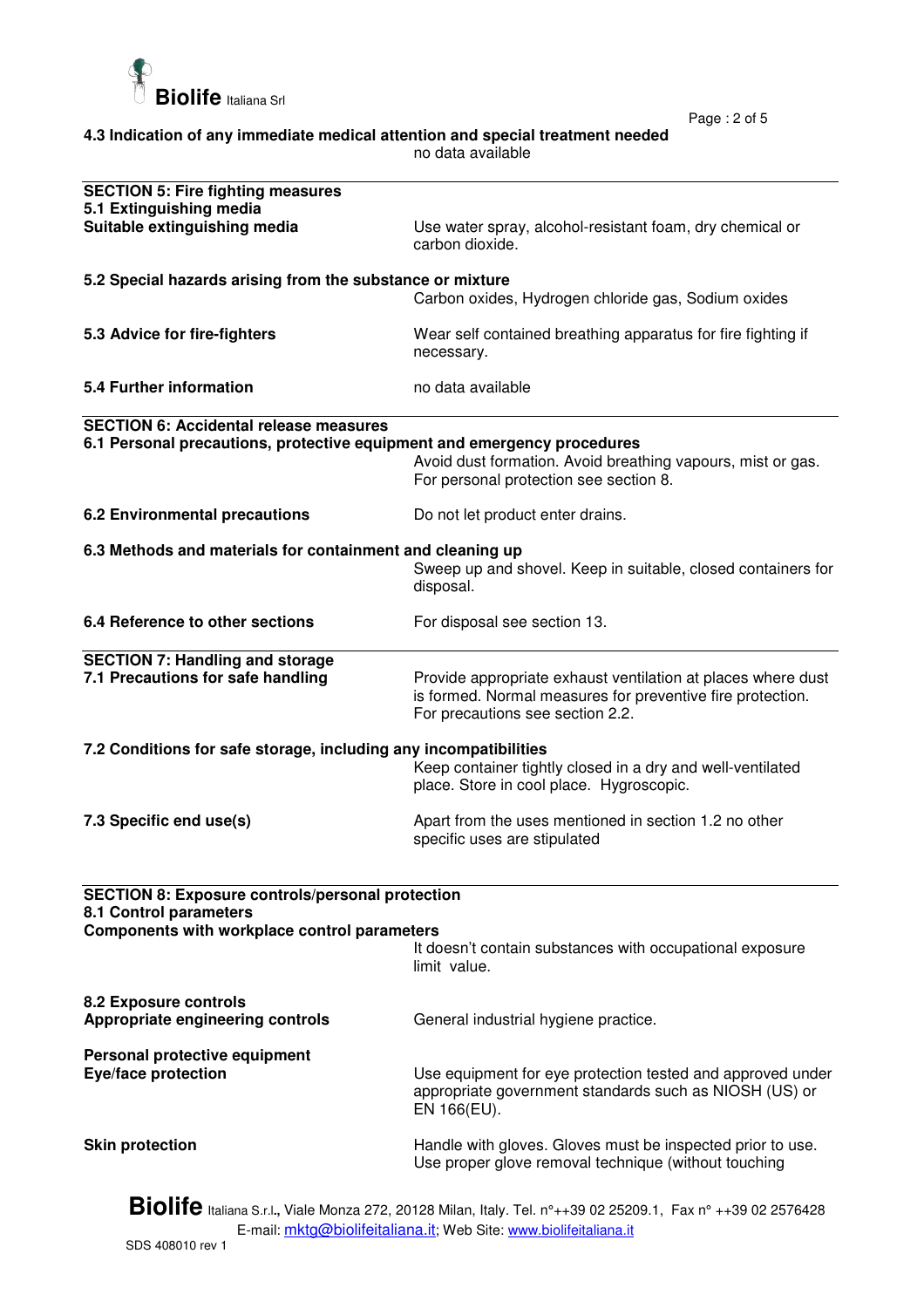**4.3 Indication of any immediate medical attention and special treatment needed**

no data available

## SECTION 5: Fire fighting measures

**5.1 Extinguishing media**

**Suitable extinguishing media**

Use water spray, alcohol-resistant foam, dry chemical or carbon dioxide.

**5.2 Special hazards arising from the substance or mixture**

Carbon oxides, Hydrogen chloride gas, Sodium oxides

**5.3 Advice for fire-fighters**

Wear self contained breathing apparatus for fire fighting if necessary.

**5.4 Further information**

no data available

## SECTION 6: Accidental release measures

**6.1 Personal precautions, protective equipment and emergency procedures**

Avoid dust formation. Avoid breathing vapours, mist or gas. For personal protection see section 8.

**6.2 Environmental precautions**

Do not let product enter drains.

**6.3 Methods and materials for containment and cleaning up**

Sweep up and shovel. Keep in suitable, closed containers for disposal.

**6.4 Reference to other sections**

For disposal see section 13.

## SECTION 7: Handling and storage

**7.1 Precautions for safe handling**

Provide appropriate exhaust ventilation at places where dust is formed. Normal measures for preventive fire protection. For precautions see section 2.2.

**7.2 Conditions for safe storage, including any incompatibilities**

Keep container tightly closed in a dry and well-ventilated place. Store in cool place. Hygroscopic.

**7.3 Specific end use(s)**

Apart from the uses mentioned in section 1.2 no other specific uses are stipulated

## SECTION 8: Exposure controls/personal protection

**8.1 Control parameters**

**Components with workplace control parameters**

It doesn't contain substances with occupational exposure limit value.

**8.2 Exposure controls**

**Appropriate engineering controls**

General industrial hygiene practice.

**Personal protective equipment**

**Eye/face protection**

Use equipment for eye protection tested and approved under appropriate government standards such as NIOSH (US) or EN 166(EU).

**Skin protection**

Handle with gloves. Gloves must be inspected prior to use. Use proper glove removal technique (without touching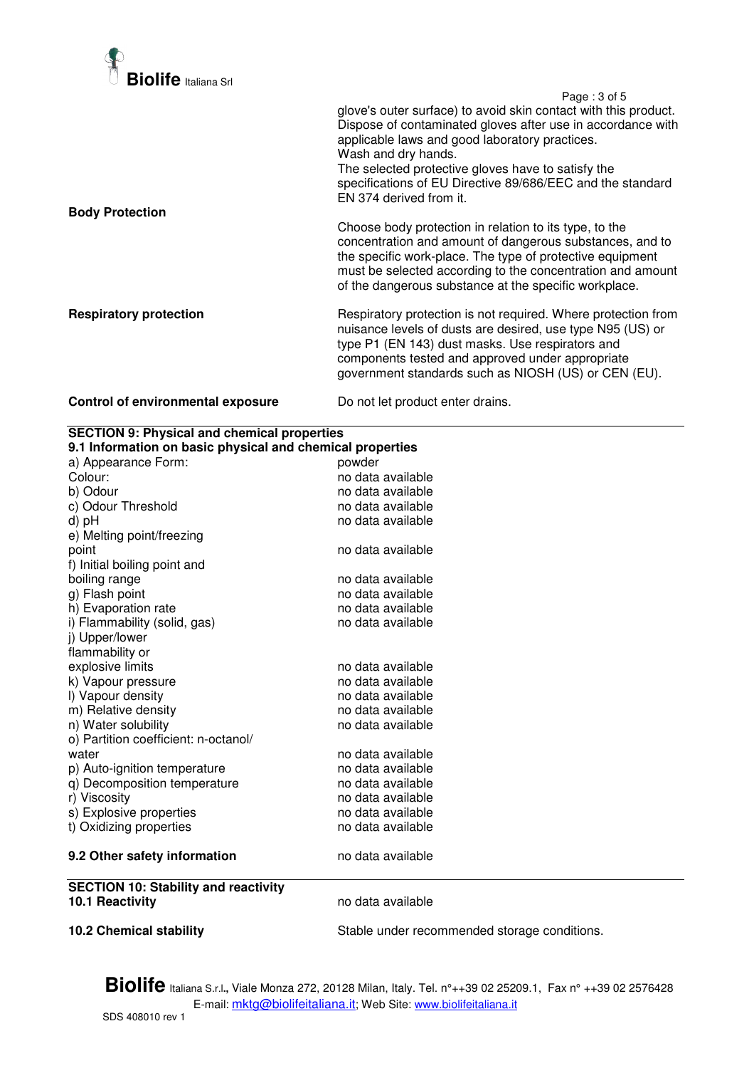glove's outer surface) to avoid skin contact with this product. Dispose of contaminated gloves after use in accordance with applicable laws and good laboratory practices.
Wash and dry hands.
The selected protective gloves have to satisfy the specifications of EU Directive 89/686/EEC and the standard EN 374 derived from it.

**Body Protection**

Choose body protection in relation to its type, to the concentration and amount of dangerous substances, and to the specific work-place. The type of protective equipment must be selected according to the concentration and amount of the dangerous substance at the specific workplace.

**Respiratory protection**

Respiratory protection is not required. Where protection from nuisance levels of dusts are desired, use type N95 (US) or type P1 (EN 143) dust masks. Use respirators and components tested and approved under appropriate government standards such as NIOSH (US) or CEN (EU).

**Control of environmental exposure**

Do not let product enter drains.

## SECTION 9: Physical and chemical properties

### 9.1 Information on basic physical and chemical properties

| Property | Value |
|---|---|
| a) Appearance Form: | powder |
| Colour: | no data available |
| b) Odour | no data available |
| c) Odour Threshold | no data available |
| d) pH | no data available |
| e) Melting point/freezing point | no data available |
| f) Initial boiling point and boiling range | no data available |
| g) Flash point | no data available |
| h) Evaporation rate | no data available |
| i) Flammability (solid, gas) | no data available |
| j) Upper/lower flammability or explosive limits | no data available |
| k) Vapour pressure | no data available |
| l) Vapour density | no data available |
| m) Relative density | no data available |
| n) Water solubility | no data available |
| o) Partition coefficient: n-octanol/ water | no data available |
| p) Auto-ignition temperature | no data available |
| q) Decomposition temperature | no data available |
| r) Viscosity | no data available |
| s) Explosive properties | no data available |
| t) Oxidizing properties | no data available |

**9.2 Other safety information** no data available

## SECTION 10: Stability and reactivity

**10.1 Reactivity** no data available

**10.2 Chemical stability** Stable under recommended storage conditions.

**Biolife** Italiana S.r.l., Viale Monza 272, 20128 Milan, Italy. Tel. n°++39 02 25209.1, Fax n° ++39 02 2576428
E-mail: mktg@biolifeitaliana.it; Web Site: www.biolifeitaliana.it
SDS 408010 rev 1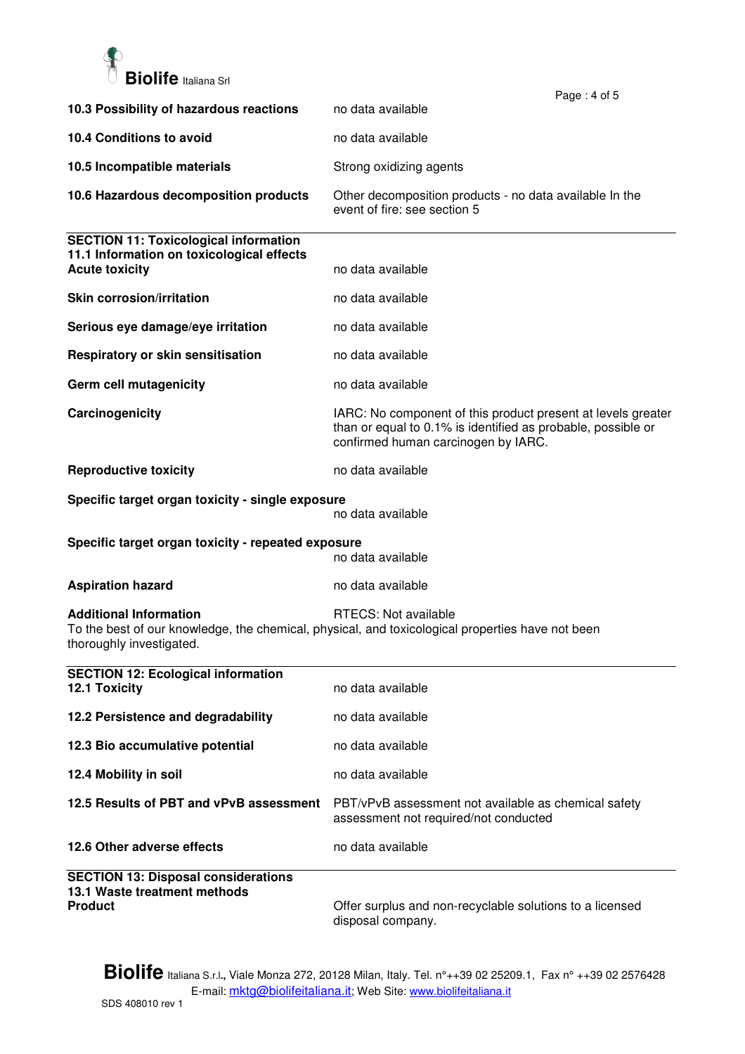| | |
|---|---|
| **10.3 Possibility of hazardous reactions** | no data available |
| **10.4 Conditions to avoid** | no data available |
| **10.5 Incompatible materials** | Strong oxidizing agents |
| **10.6 Hazardous decomposition products** | Other decomposition products - no data available In the event of fire: see section 5 |

## SECTION 11: Toxicological information

### 11.1 Information on toxicological effects

| | |
|---|---|
| **Acute toxicity** | no data available |
| **Skin corrosion/irritation** | no data available |
| **Serious eye damage/eye irritation** | no data available |
| **Respiratory or skin sensitisation** | no data available |
| **Germ cell mutagenicity** | no data available |
| **Carcinogenicity** | IARC: No component of this product present at levels greater than or equal to 0.1% is identified as probable, possible or confirmed human carcinogen by IARC. |
| **Reproductive toxicity** | no data available |
| **Specific target organ toxicity - single exposure** | no data available |
| **Specific target organ toxicity - repeated exposure** | no data available |
| **Aspiration hazard** | no data available |
| **Additional Information** | RTECS: Not available |

To the best of our knowledge, the chemical, physical, and toxicological properties have not been thoroughly investigated.

## SECTION 12: Ecological information

| | |
|---|---|
| **12.1 Toxicity** | no data available |
| **12.2 Persistence and degradability** | no data available |
| **12.3 Bio accumulative potential** | no data available |
| **12.4 Mobility in soil** | no data available |
| **12.5 Results of PBT and vPvB assessment** | PBT/vPvB assessment not available as chemical safety assessment not required/not conducted |
| **12.6 Other adverse effects** | no data available |

## SECTION 13: Disposal considerations

### 13.1 Waste treatment methods

| | |
|---|---|
| **Product** | Offer surplus and non-recyclable solutions to a licensed disposal company. |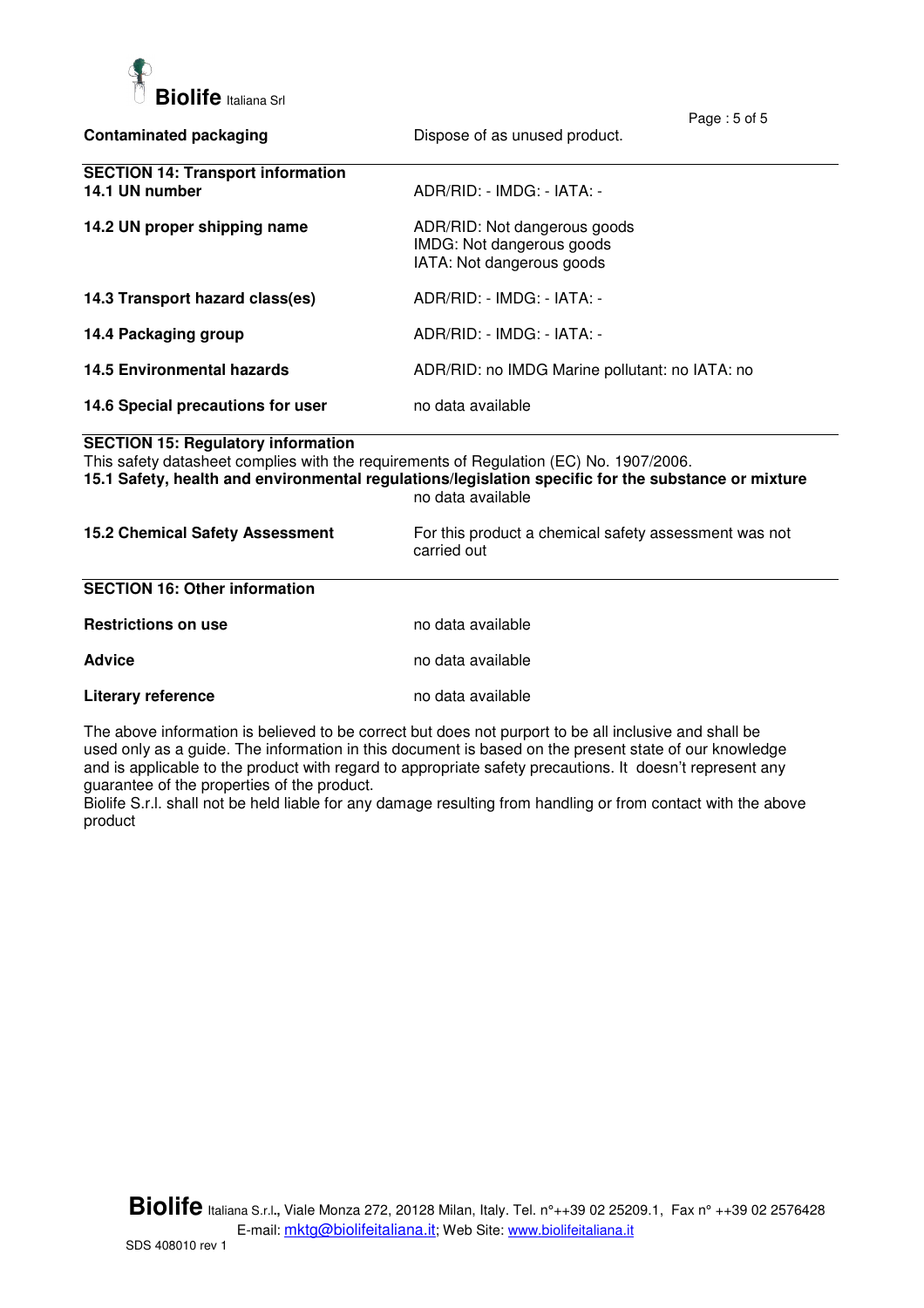| | |
|---|---|
| **Contaminated packaging** | Dispose of as unused product. |

## SECTION 14: Transport information

| | |
|---|---|
| **14.1 UN number** | ADR/RID: - IMDG: - IATA: - |
| **14.2 UN proper shipping name** | ADR/RID: Not dangerous goods<br>IMDG: Not dangerous goods<br>IATA: Not dangerous goods |
| **14.3 Transport hazard class(es)** | ADR/RID: - IMDG: - IATA: - |
| **14.4 Packaging group** | ADR/RID: - IMDG: - IATA: - |
| **14.5 Environmental hazards** | ADR/RID: no IMDG Marine pollutant: no IATA: no |
| **14.6 Special precautions for user** | no data available |

## SECTION 15: Regulatory information

This safety datasheet complies with the requirements of Regulation (EC) No. 1907/2006.

**15.1 Safety, health and environmental regulations/legislation specific for the substance or mixture**

no data available

| | |
|---|---|
| **15.2 Chemical Safety Assessment** | For this product a chemical safety assessment was not carried out |

## SECTION 16: Other information

| | |
|---|---|
| **Restrictions on use** | no data available |
| **Advice** | no data available |
| **Literary reference** | no data available |

The above information is believed to be correct but does not purport to be all inclusive and shall be used only as a guide. The information in this document is based on the present state of our knowledge and is applicable to the product with regard to appropriate safety precautions. It doesn't represent any guarantee of the properties of the product.

Biolife S.r.l. shall not be held liable for any damage resulting from handling or from contact with the above product